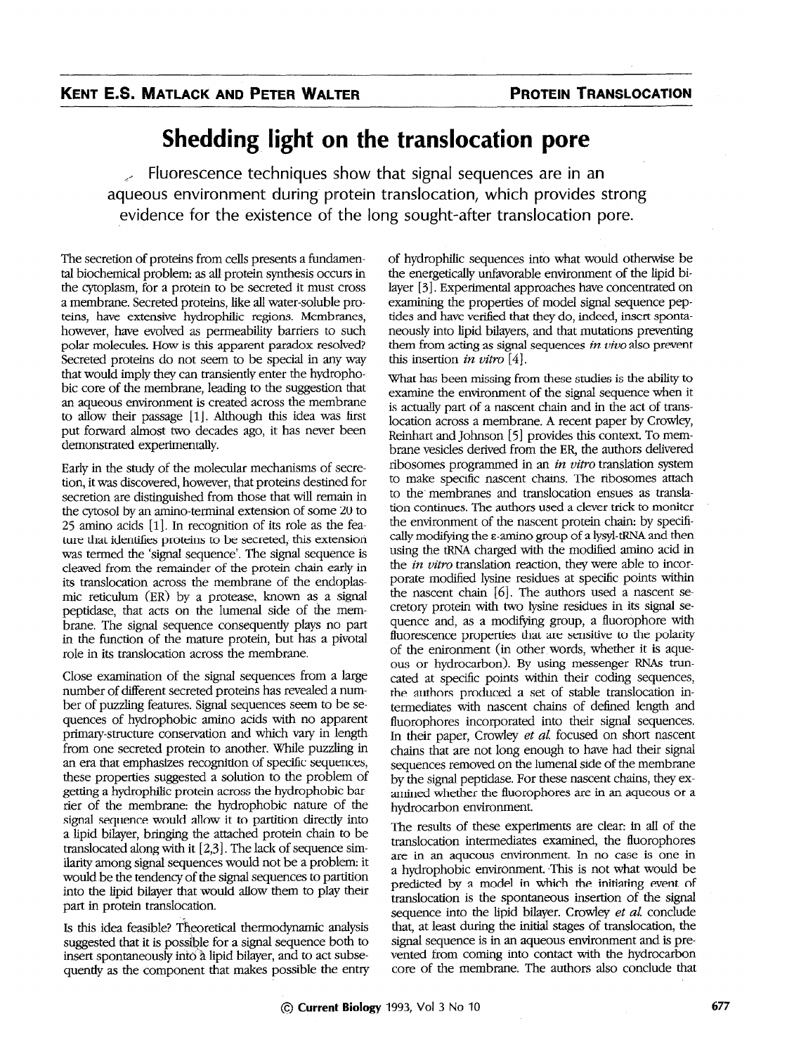**Kent E.S. Matlack and Peter Walter**

**Protein Translocation**

# Shedding light on the translocation pore

Fluorescence techniques show that signal sequences are in an aqueous environment during protein translocation, which provides strong evidence for the existence of the long sought-after translocation pore.

The secretion of proteins from cells presents a fundamental biochemical problem: as all protein synthesis occurs in the cytoplasm, for a protein to be secreted it must cross a membrane. Secreted proteins, like all water-soluble proteins, have extensive hydrophilic regions. Membranes, however, have evolved as permeability barriers to such polar molecules. How is this apparent paradox resolved? Secreted proteins do not seem to be special in any way that would imply they can transiently enter the hydrophobic core of the membrane, leading to the suggestion that an aqueous environment is created across the membrane to allow their passage [1]. Although this idea was first put forward almost two decades ago, it has never been demonstrated experimentally.

Early in the study of the molecular mechanisms of secretion, it was discovered, however, that proteins destined for secretion are distinguished from those that will remain in the cytosol by an amino-terminal extension of some 20 to 25 amino acids [1]. In recognition of its role as the feature that identifies proteins to be secreted, this extension was termed the 'signal sequence'. The signal sequence is cleaved from the remainder of the protein chain early in its translocation across the membrane of the endoplasmic reticulum (ER) by a protease, known as a signal peptidase, that acts on the lumenal side of the membrane. The signal sequence consequently plays no part in the function of the mature protein, but has a pivotal role in its translocation across the membrane.

Close examination of the signal sequences from a large number of different secreted proteins has revealed a number of puzzling features. Signal sequences seem to be sequences of hydrophobic amino acids with no apparent primary-structure conservation and which vary in length from one secreted protein to another. While puzzling in an era that emphasizes recognition of specific sequences, these properties suggested a solution to the problem of getting a hydrophilic protein across the hydrophobic barrier of the membrane: the hydrophobic nature of the signal sequence would allow it to partition directly into a lipid bilayer, bringing the attached protein chain to be translocated along with it [2,3]. The lack of sequence similarity among signal sequences would not be a problem: it would be the tendency of the signal sequences to partition into the lipid bilayer that would allow them to play their part in protein translocation.

Is this idea feasible? Theoretical thermodynamic analysis suggested that it is possible for a signal sequence both to insert spontaneously into a lipid bilayer, and to act subsequently as the component that makes possible the entry of hydrophilic sequences into what would otherwise be the energetically unfavorable environment of the lipid bilayer [3]. Experimental approaches have concentrated on examining the properties of model signal sequence peptides and have verified that they do, indeed, insert spontaneously into lipid bilayers, and that mutations preventing them from acting as signal sequences *in vivo* also prevent this insertion *in vitro* [4].

What has been missing from these studies is the ability to examine the environment of the signal sequence when it is actually part of a nascent chain and in the act of translocation across a membrane. A recent paper by Crowley, Reinhart and Johnson [5] provides this context. To membrane vesicles derived from the ER, the authors delivered ribosomes programmed in an *in vitro* translation system to make specific nascent chains. The ribosomes attach to the membranes and translocation ensues as translation continues. The authors used a clever trick to monitor the environment of the nascent protein chain: by specifically modifying the ε-amino group of a lysyl-tRNA and then using the tRNA charged with the modified amino acid in the *in vitro* translation reaction, they were able to incorporate modified lysine residues at specific points within the nascent chain [6]. The authors used a nascent secretory protein with two lysine residues in its signal sequence and, as a modifying group, a fluorophore with fluorescence properties that are sensitive to the polarity of the enironment (in other words, whether it is aqueous or hydrocarbon). By using messenger RNAs truncated at specific points within their coding sequences, the authors produced a set of stable translocation intermediates with nascent chains of defined length and fluorophores incorporated into their signal sequences. In their paper, Crowley *et al.* focused on short nascent chains that are not long enough to have had their signal sequences removed on the lumenal side of the membrane by the signal peptidase. For these nascent chains, they examined whether the fluorophores are in an aqueous or a hydrocarbon environment.

The results of these experiments are clear: in all of the translocation intermediates examined, the fluorophores are in an aqueous environment. In no case is one in a hydrophobic environment. This is not what would be predicted by a model in which the initiating event of translocation is the spontaneous insertion of the signal sequence into the lipid bilayer. Crowley *et al.* conclude that, at least during the initial stages of translocation, the signal sequence is in an aqueous environment and is prevented from coming into contact with the hydrocarbon core of the membrane. The authors also conclude that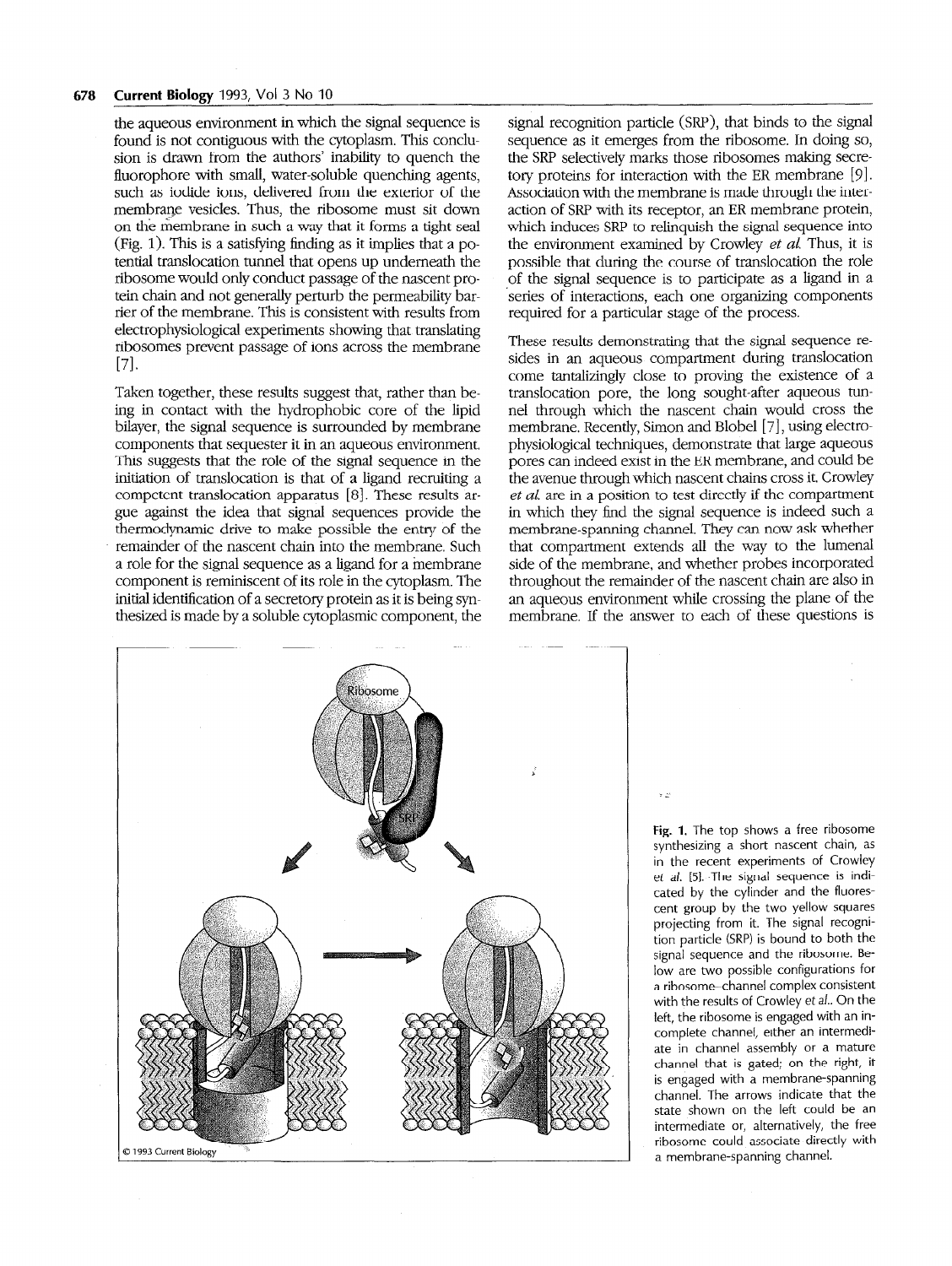the aqueous environment in which the signal sequence is found is not contiguous with the cytoplasm. This conclusion is drawn from the authors' inability to quench the fluorophore with small, water-soluble quenching agents, such as iodide ions, delivered from the exterior of the membrane vesicles. Thus, the ribosome must sit down on the membrane in such a way that it forms a tight seal (Fig. 1). This is a satisfying finding as it implies that a potential translocation tunnel that opens up underneath the ribosome would only conduct passage of the nascent protein chain and not generally perturb the permeability barrier of the membrane. This is consistent with results from electrophysiological experiments showing that translating ribosomes prevent passage of ions across the membrane [7].

Taken together, these results suggest that, rather than being in contact with the hydrophobic core of the lipid bilayer, the signal sequence is surrounded by membrane components that sequester it in an aqueous environment. This suggests that the role of the signal sequence in the initiation of translocation is that of a ligand recruiting a competent translocation apparatus [8]. These results argue against the idea that signal sequences provide the thermodynamic drive to make possible the entry of the remainder of the nascent chain into the membrane. Such a role for the signal sequence as a ligand for a membrane component is reminiscent of its role in the cytoplasm. The initial identification of a secretory protein as it is being synthesized is made by a soluble cytoplasmic component, the signal recognition particle (SRP), that binds to the signal sequence as it emerges from the ribosome. In doing so, the SRP selectively marks those ribosomes making secretory proteins for interaction with the ER membrane [9]. Association with the membrane is made through the interaction of SRP with its receptor, an ER membrane protein, which induces SRP to relinquish the signal sequence into the environment examined by Crowley *et al.* Thus, it is possible that during the course of translocation the role of the signal sequence is to participate as a ligand in a series of interactions, each one organizing components required for a particular stage of the process.

These results demonstrating that the signal sequence resides in an aqueous compartment during translocation come tantalizingly close to proving the existence of a translocation pore, the long sought-after aqueous tunnel through which the nascent chain would cross the membrane. Recently, Simon and Blobel [7], using electrophysiological techniques, demonstrate that large aqueous pores can indeed exist in the ER membrane, and could be the avenue through which nascent chains cross it. Crowley *et al.* are in a position to test directly if the compartment in which they find the signal sequence is indeed such a membrane-spanning channel. They can now ask whether that compartment extends all the way to the lumenal side of the membrane, and whether probes incorporated throughout the remainder of the nascent chain are also in an aqueous environment while crossing the plane of the membrane. If the answer to each of these questions is

**Fig. 1.** The top shows a free ribosome synthesizing a short nascent chain, as in the recent experiments of Crowley *et al.* [5]. The signal sequence is indicated by the cylinder and the fluorescent group by the two yellow squares projecting from it. The signal recognition particle (SRP) is bound to both the signal sequence and the ribosome. Below are two possible configurations for a ribosome–channel complex consistent with the results of Crowley *et al.*. On the left, the ribosome is engaged with an incomplete channel, either an intermediate in channel assembly or a mature channel that is gated; on the right, it is engaged with a membrane-spanning channel. The arrows indicate that the state shown on the left could be an intermediate or, alternatively, the free ribosome could associate directly with a membrane-spanning channel.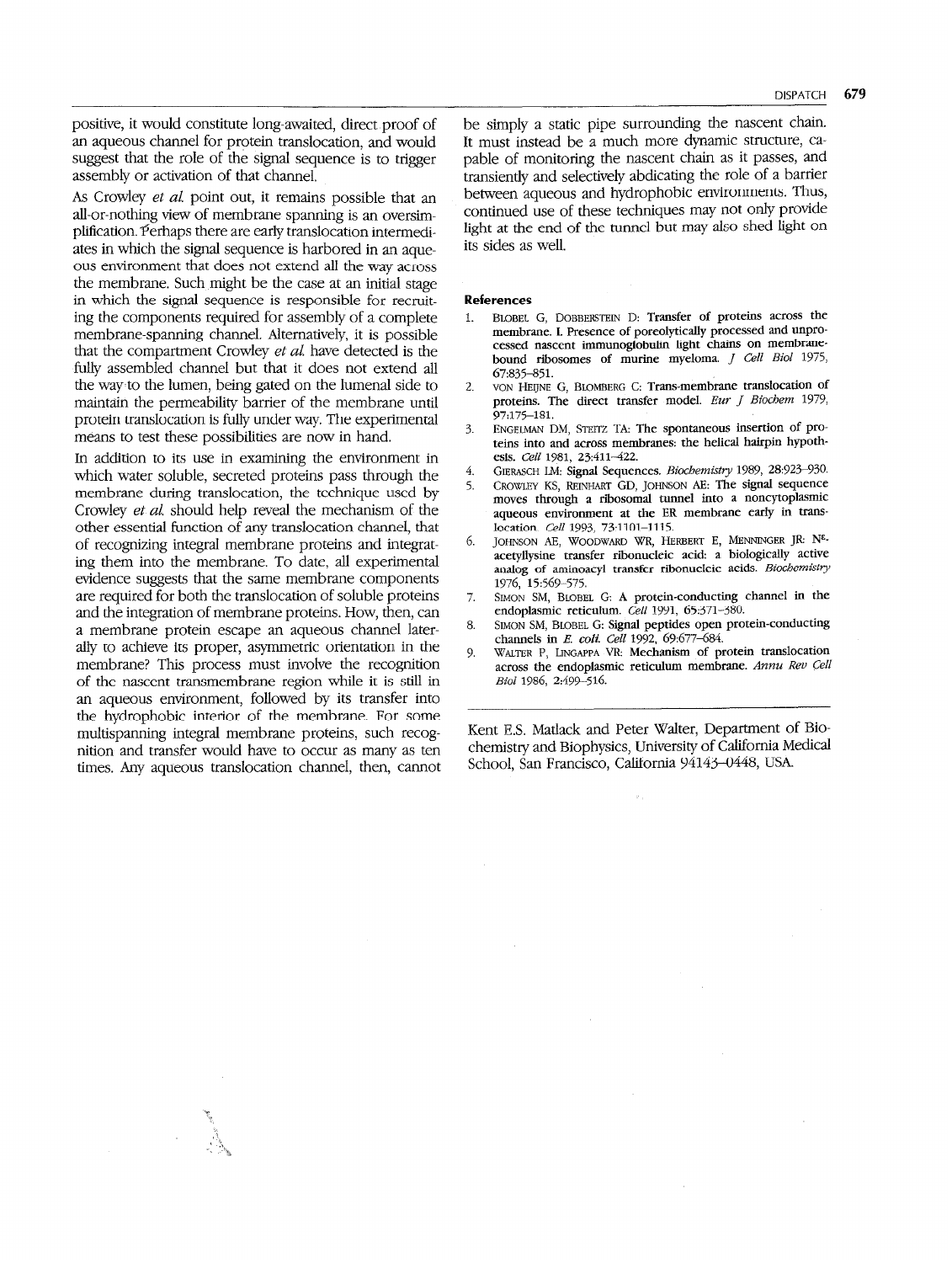positive, it would constitute long-awaited, direct proof of an aqueous channel for protein translocation, and would suggest that the role of the signal sequence is to trigger assembly or activation of that channel.

As Crowley *et al.* point out, it remains possible that an all-or-nothing view of membrane spanning is an oversimplification. Perhaps there are early translocation intermediates in which the signal sequence is harbored in an aqueous environment that does not extend all the way across the membrane. Such might be the case at an initial stage in which the signal sequence is responsible for recruiting the components required for assembly of a complete membrane-spanning channel. Alternatively, it is possible that the compartment Crowley *et al.* have detected is the fully assembled channel but that it does not extend all the way to the lumen, being gated on the lumenal side to maintain the permeability barrier of the membrane until protein translocation is fully under way. The experimental means to test these possibilities are now in hand.

In addition to its use in examining the environment in which water soluble, secreted proteins pass through the membrane during translocation, the technique used by Crowley *et al.* should help reveal the mechanism of the other essential function of any translocation channel, that of recognizing integral membrane proteins and integrating them into the membrane. To date, all experimental evidence suggests that the same membrane components are required for both the translocation of soluble proteins and the integration of membrane proteins. How, then, can a membrane protein escape an aqueous channel laterally to achieve its proper, asymmetric orientation in the membrane? This process must involve the recognition of the nascent transmembrane region while it is still in an aqueous environment, followed by its transfer into the hydrophobic interior of the membrane. For some multispanning integral membrane proteins, such recognition and transfer would have to occur as many as ten times. Any aqueous translocation channel, then, cannot be simply a static pipe surrounding the nascent chain. It must instead be a much more dynamic structure, capable of monitoring the nascent chain as it passes, and transiently and selectively abdicating the role of a barrier between aqueous and hydrophobic environments. Thus, continued use of these techniques may not only provide light at the end of the tunnel but may also shed light on its sides as well.

## References

1. Blobel G, Dobberstein D: **Transfer of proteins across the membrane. I. Presence of poreolytically processed and unprocessed nascent immunoglobulin light chains on membrane-bound ribosomes of murine myeloma.** *J Cell Biol* 1975, 67:835–851.
2. von Heijne G, Blomberg C: **Trans-membrane translocation of proteins. The direct transfer model.** *Eur J Biochem* 1979, 97:175–181.
3. Engelman DM, Steitz TA: **The spontaneous insertion of proteins into and across membranes: the helical hairpin hypothesis.** *Cell* 1981, 23:411–422.
4. Gierasch LM: **Signal Sequences.** *Biochemistry* 1989, 28:923–930.
5. Crowley KS, Reinhart GD, Johnson AE: **The signal sequence moves through a ribosomal tunnel into a noncytoplasmic aqueous environment at the ER membrane early in translocation.** *Cell* 1993, 73:1101–1115.
6. Johnson AE, Woodward WR, Herbert E, Menninger JR: **$N^{\epsilon}$-acetyllysine transfer ribonucleic acid: a biologically active analog of aminoacyl transfer ribonucleic acids.** *Biochemistry* 1976, 15:569–575.
7. Simon SM, Blobel G: **A protein-conducting channel in the endoplasmic reticulum.** *Cell* 1991, 65:371–380.
8. Simon SM, Blobel G: **Signal peptides open protein-conducting channels in *E. coli*.** *Cell* 1992, 69:677–684.
9. Walter P, Lingappa VR: **Mechanism of protein translocation across the endoplasmic reticulum membrane.** *Annu Rev Cell Biol* 1986, 2:499–516.

Kent E.S. Matlack and Peter Walter, Department of Biochemistry and Biophysics, University of California Medical School, San Francisco, California 94143–0448, USA.